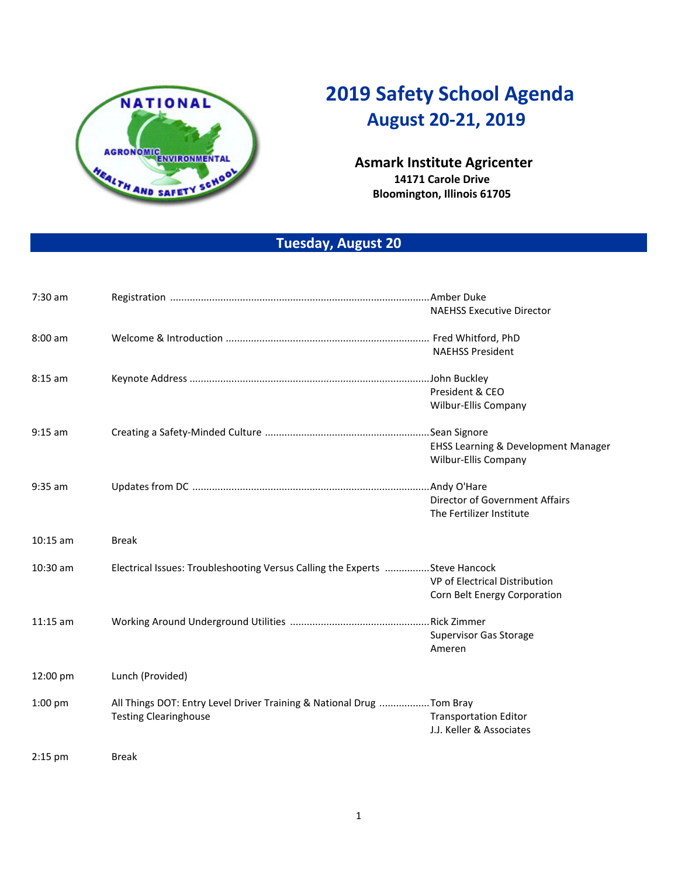# 2019 Safety School Agenda

## August 20-21, 2019

**Asmark Institute Agricenter**
**14171 Carole Drive**
**Bloomington, Illinois 61705**

## Tuesday, August 20

| Time | Session | Speaker |
|---|---|---|
| 7:30 am | Registration | Amber Duke<br>NAEHSS Executive Director |
| 8:00 am | Welcome & Introduction | Fred Whitford, PhD<br>NAEHSS President |
| 8:15 am | Keynote Address | John Buckley<br>President & CEO<br>Wilbur-Ellis Company |
| 9:15 am | Creating a Safety-Minded Culture | Sean Signore<br>EHSS Learning & Development Manager<br>Wilbur-Ellis Company |
| 9:35 am | Updates from DC | Andy O'Hare<br>Director of Government Affairs<br>The Fertilizer Institute |
| 10:15 am | Break | |
| 10:30 am | Electrical Issues: Troubleshooting Versus Calling the Experts | Steve Hancock<br>VP of Electrical Distribution<br>Corn Belt Energy Corporation |
| 11:15 am | Working Around Underground Utilities | Rick Zimmer<br>Supervisor Gas Storage<br>Ameren |
| 12:00 pm | Lunch (Provided) | |
| 1:00 pm | All Things DOT: Entry Level Driver Training & National Drug Testing Clearinghouse | Tom Bray<br>Transportation Editor<br>J.J. Keller & Associates |
| 2:15 pm | Break | |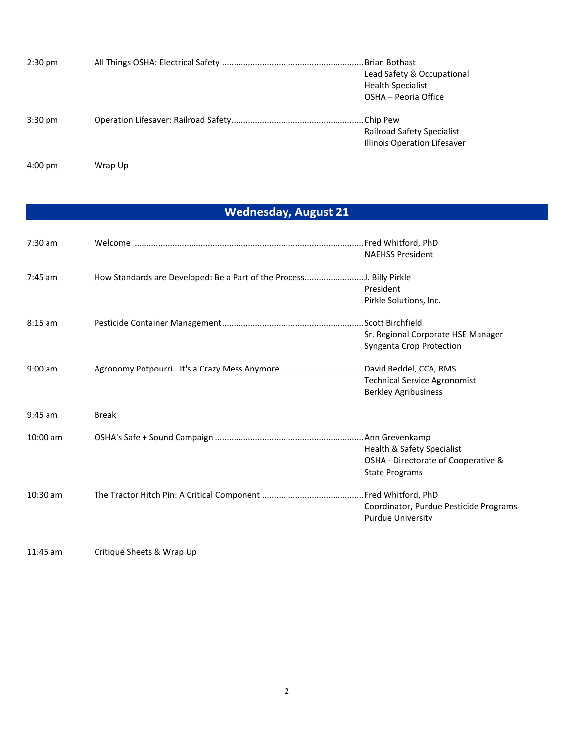| | | |
|---|---|---|
| 2:30 pm | All Things OSHA: Electrical Safety | Brian Bothast<br>Lead Safety & Occupational Health Specialist<br>OSHA – Peoria Office |
| 3:30 pm | Operation Lifesaver: Railroad Safety | Chip Pew<br>Railroad Safety Specialist<br>Illinois Operation Lifesaver |
| 4:00 pm | Wrap Up | |

## Wednesday, August 21

| | | |
|---|---|---|
| 7:30 am | Welcome | Fred Whitford, PhD<br>NAEHSS President |
| 7:45 am | How Standards are Developed: Be a Part of the Process | J. Billy Pirkle<br>President<br>Pirkle Solutions, Inc. |
| 8:15 am | Pesticide Container Management | Scott Birchfield<br>Sr. Regional Corporate HSE Manager<br>Syngenta Crop Protection |
| 9:00 am | Agronomy Potpourri...It's a Crazy Mess Anymore | David Reddel, CCA, RMS<br>Technical Service Agronomist<br>Berkley Agribusiness |
| 9:45 am | Break | |
| 10:00 am | OSHA's Safe + Sound Campaign | Ann Grevenkamp<br>Health & Safety Specialist<br>OSHA - Directorate of Cooperative & State Programs |
| 10:30 am | The Tractor Hitch Pin: A Critical Component | Fred Whitford, PhD<br>Coordinator, Purdue Pesticide Programs<br>Purdue University |
| 11:45 am | Critique Sheets & Wrap Up | |